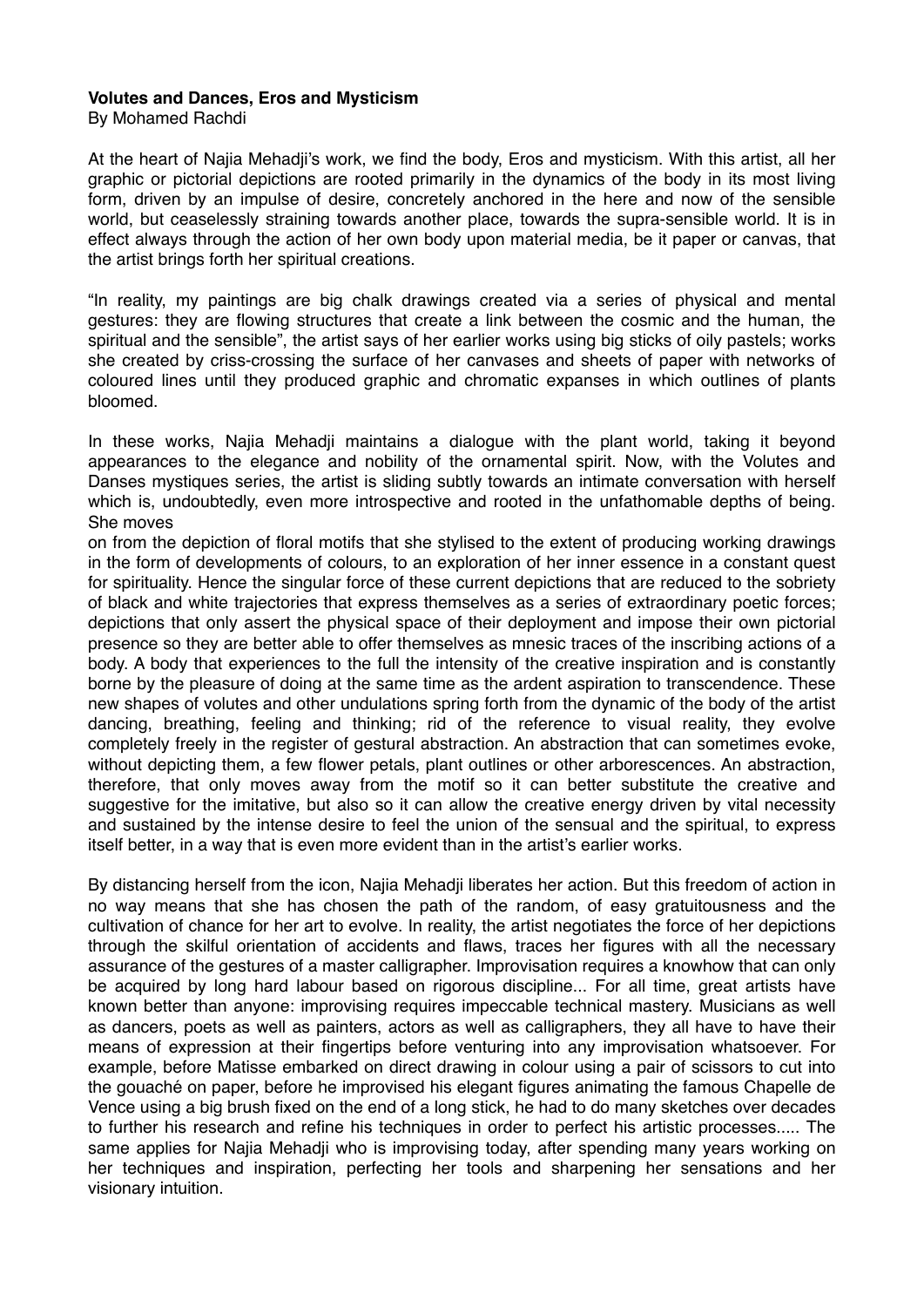**Volutes and Dances, Eros and Mysticism**

By Mohamed Rachdi

At the heart of Najia Mehadji's work, we find the body, Eros and mysticism. With this artist, all her graphic or pictorial depictions are rooted primarily in the dynamics of the body in its most living form, driven by an impulse of desire, concretely anchored in the here and now of the sensible world, but ceaselessly straining towards another place, towards the supra-sensible world. It is in effect always through the action of her own body upon material media, be it paper or canvas, that the artist brings forth her spiritual creations.

"In reality, my paintings are big chalk drawings created via a series of physical and mental gestures: they are flowing structures that create a link between the cosmic and the human, the spiritual and the sensible", the artist says of her earlier works using big sticks of oily pastels; works she created by criss-crossing the surface of her canvases and sheets of paper with networks of coloured lines until they produced graphic and chromatic expanses in which outlines of plants bloomed.

In these works, Najia Mehadji maintains a dialogue with the plant world, taking it beyond appearances to the elegance and nobility of the ornamental spirit. Now, with the Volutes and Danses mystiques series, the artist is sliding subtly towards an intimate conversation with herself which is, undoubtedly, even more introspective and rooted in the unfathomable depths of being. She moves on from the depiction of floral motifs that she stylised to the extent of producing working drawings in the form of developments of colours, to an exploration of her inner essence in a constant quest for spirituality. Hence the singular force of these current depictions that are reduced to the sobriety of black and white trajectories that express themselves as a series of extraordinary poetic forces; depictions that only assert the physical space of their deployment and impose their own pictorial presence so they are better able to offer themselves as mnesic traces of the inscribing actions of a body. A body that experiences to the full the intensity of the creative inspiration and is constantly borne by the pleasure of doing at the same time as the ardent aspiration to transcendence. These new shapes of volutes and other undulations spring forth from the dynamic of the body of the artist dancing, breathing, feeling and thinking; rid of the reference to visual reality, they evolve completely freely in the register of gestural abstraction. An abstraction that can sometimes evoke, without depicting them, a few flower petals, plant outlines or other arborescences. An abstraction, therefore, that only moves away from the motif so it can better substitute the creative and suggestive for the imitative, but also so it can allow the creative energy driven by vital necessity and sustained by the intense desire to feel the union of the sensual and the spiritual, to express itself better, in a way that is even more evident than in the artist's earlier works.

By distancing herself from the icon, Najia Mehadji liberates her action. But this freedom of action in no way means that she has chosen the path of the random, of easy gratuitousness and the cultivation of chance for her art to evolve. In reality, the artist negotiates the force of her depictions through the skilful orientation of accidents and flaws, traces her figures with all the necessary assurance of the gestures of a master calligrapher. Improvisation requires a knowhow that can only be acquired by long hard labour based on rigorous discipline... For all time, great artists have known better than anyone: improvising requires impeccable technical mastery. Musicians as well as dancers, poets as well as painters, actors as well as calligraphers, they all have to have their means of expression at their fingertips before venturing into any improvisation whatsoever. For example, before Matisse embarked on direct drawing in colour using a pair of scissors to cut into the gouaché on paper, before he improvised his elegant figures animating the famous Chapelle de Vence using a big brush fixed on the end of a long stick, he had to do many sketches over decades to further his research and refine his techniques in order to perfect his artistic processes..... The same applies for Najia Mehadji who is improvising today, after spending many years working on her techniques and inspiration, perfecting her tools and sharpening her sensations and her visionary intuition.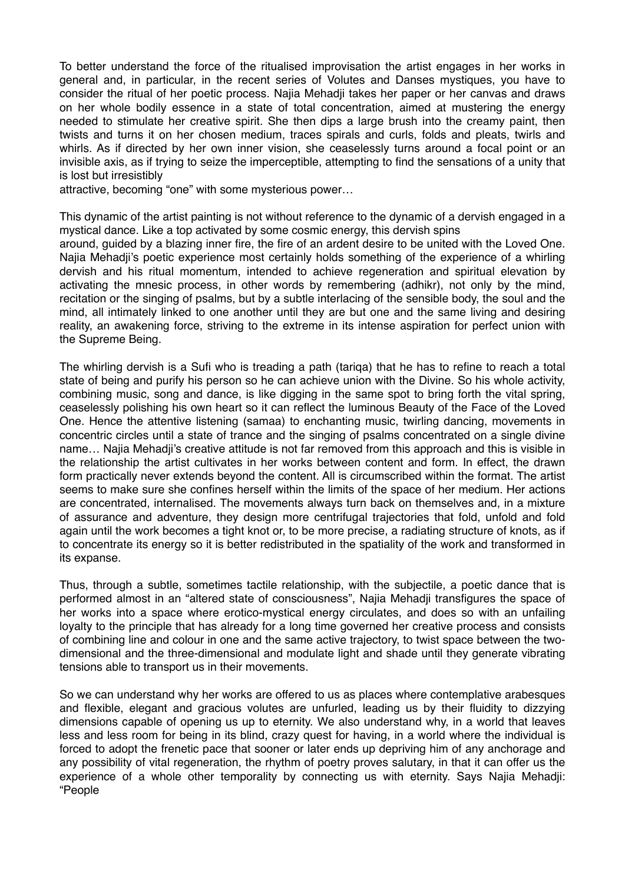To better understand the force of the ritualised improvisation the artist engages in her works in general and, in particular, in the recent series of Volutes and Danses mystiques, you have to consider the ritual of her poetic process. Najia Mehadji takes her paper or her canvas and draws on her whole bodily essence in a state of total concentration, aimed at mustering the energy needed to stimulate her creative spirit. She then dips a large brush into the creamy paint, then twists and turns it on her chosen medium, traces spirals and curls, folds and pleats, twirls and whirls. As if directed by her own inner vision, she ceaselessly turns around a focal point or an invisible axis, as if trying to seize the imperceptible, attempting to find the sensations of a unity that is lost but irresistibly attractive, becoming "one" with some mysterious power…

This dynamic of the artist painting is not without reference to the dynamic of a dervish engaged in a mystical dance. Like a top activated by some cosmic energy, this dervish spins around, guided by a blazing inner fire, the fire of an ardent desire to be united with the Loved One. Najia Mehadji's poetic experience most certainly holds something of the experience of a whirling dervish and his ritual momentum, intended to achieve regeneration and spiritual elevation by activating the mnesic process, in other words by remembering (adhikr), not only by the mind, recitation or the singing of psalms, but by a subtle interlacing of the sensible body, the soul and the mind, all intimately linked to one another until they are but one and the same living and desiring reality, an awakening force, striving to the extreme in its intense aspiration for perfect union with the Supreme Being.

The whirling dervish is a Sufi who is treading a path (tariqa) that he has to refine to reach a total state of being and purify his person so he can achieve union with the Divine. So his whole activity, combining music, song and dance, is like digging in the same spot to bring forth the vital spring, ceaselessly polishing his own heart so it can reflect the luminous Beauty of the Face of the Loved One. Hence the attentive listening (samaa) to enchanting music, twirling dancing, movements in concentric circles until a state of trance and the singing of psalms concentrated on a single divine name… Najia Mehadji's creative attitude is not far removed from this approach and this is visible in the relationship the artist cultivates in her works between content and form. In effect, the drawn form practically never extends beyond the content. All is circumscribed within the format. The artist seems to make sure she confines herself within the limits of the space of her medium. Her actions are concentrated, internalised. The movements always turn back on themselves and, in a mixture of assurance and adventure, they design more centrifugal trajectories that fold, unfold and fold again until the work becomes a tight knot or, to be more precise, a radiating structure of knots, as if to concentrate its energy so it is better redistributed in the spatiality of the work and transformed in its expanse.

Thus, through a subtle, sometimes tactile relationship, with the subjectile, a poetic dance that is performed almost in an "altered state of consciousness", Najia Mehadji transfigures the space of her works into a space where erotico-mystical energy circulates, and does so with an unfailing loyalty to the principle that has already for a long time governed her creative process and consists of combining line and colour in one and the same active trajectory, to twist space between the two-dimensional and the three-dimensional and modulate light and shade until they generate vibrating tensions able to transport us in their movements.

So we can understand why her works are offered to us as places where contemplative arabesques and flexible, elegant and gracious volutes are unfurled, leading us by their fluidity to dizzying dimensions capable of opening us up to eternity. We also understand why, in a world that leaves less and less room for being in its blind, crazy quest for having, in a world where the individual is forced to adopt the frenetic pace that sooner or later ends up depriving him of any anchorage and any possibility of vital regeneration, the rhythm of poetry proves salutary, in that it can offer us the experience of a whole other temporality by connecting us with eternity. Says Najia Mehadji: "People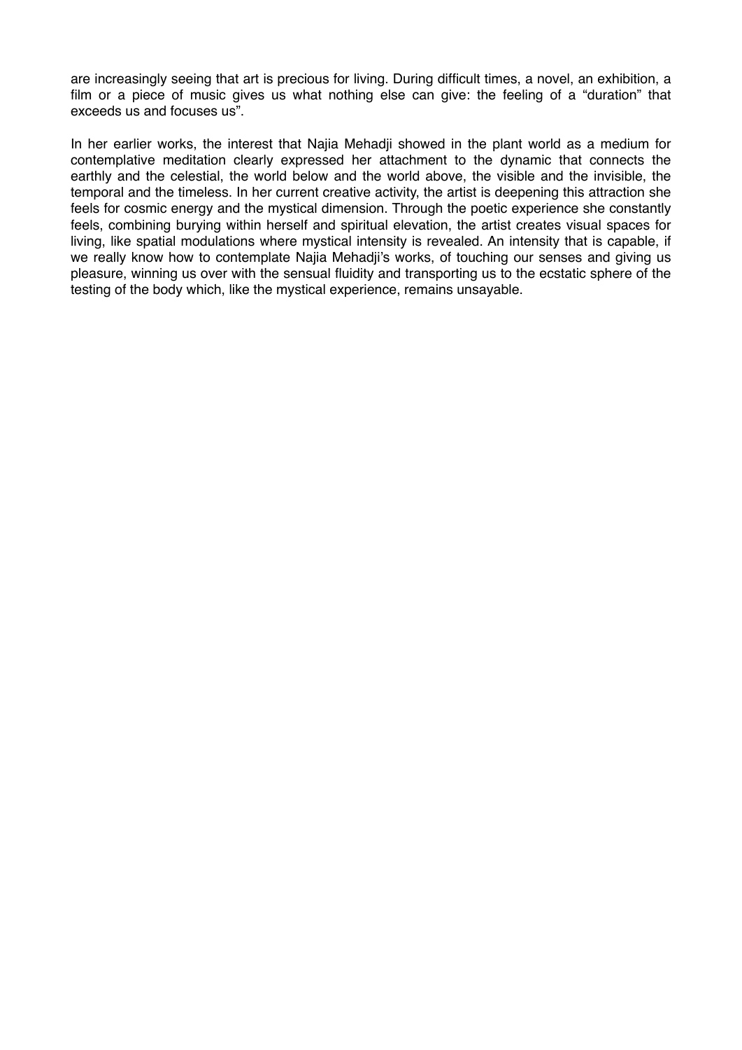are increasingly seeing that art is precious for living. During difficult times, a novel, an exhibition, a film or a piece of music gives us what nothing else can give: the feeling of a "duration" that exceeds us and focuses us".

In her earlier works, the interest that Najia Mehadji showed in the plant world as a medium for contemplative meditation clearly expressed her attachment to the dynamic that connects the earthly and the celestial, the world below and the world above, the visible and the invisible, the temporal and the timeless. In her current creative activity, the artist is deepening this attraction she feels for cosmic energy and the mystical dimension. Through the poetic experience she constantly feels, combining burying within herself and spiritual elevation, the artist creates visual spaces for living, like spatial modulations where mystical intensity is revealed. An intensity that is capable, if we really know how to contemplate Najia Mehadji's works, of touching our senses and giving us pleasure, winning us over with the sensual fluidity and transporting us to the ecstatic sphere of the testing of the body which, like the mystical experience, remains unsayable.